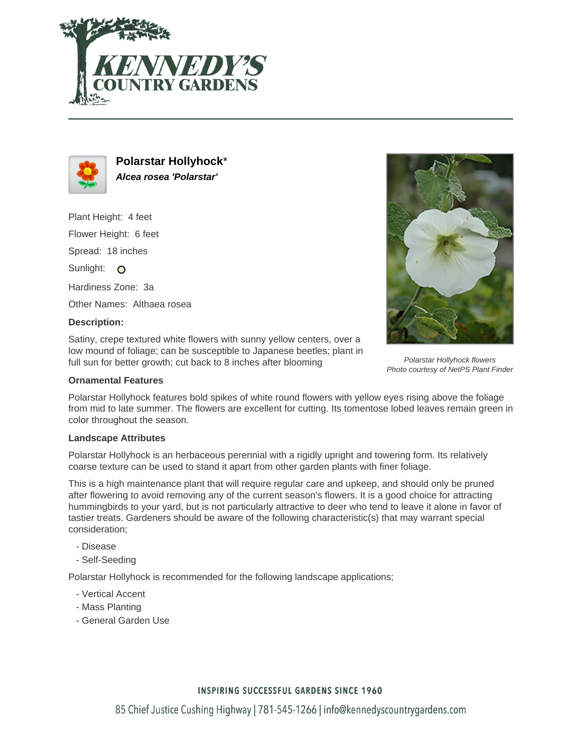# Polarstar Hollyhock*

***Alcea rosea 'Polarstar'***

Plant Height: 4 feet

Flower Height: 6 feet

Spread: 18 inches

Sunlight: ○

Hardiness Zone: 3a

Other Names: Althaea rosea

**Description:**

Satiny, crepe textured white flowers with sunny yellow centers, over a low mound of foliage; can be susceptible to Japanese beetles; plant in full sun for better growth; cut back to 8 inches after blooming

*Polarstar Hollyhock flowers*
*Photo courtesy of NetPS Plant Finder*

**Ornamental Features**

Polarstar Hollyhock features bold spikes of white round flowers with yellow eyes rising above the foliage from mid to late summer. The flowers are excellent for cutting. Its tomentose lobed leaves remain green in color throughout the season.

**Landscape Attributes**

Polarstar Hollyhock is an herbaceous perennial with a rigidly upright and towering form. Its relatively coarse texture can be used to stand it apart from other garden plants with finer foliage.

This is a high maintenance plant that will require regular care and upkeep, and should only be pruned after flowering to avoid removing any of the current season's flowers. It is a good choice for attracting hummingbirds to your yard, but is not particularly attractive to deer who tend to leave it alone in favor of tastier treats. Gardeners should be aware of the following characteristic(s) that may warrant special consideration;

- Disease
- Self-Seeding

Polarstar Hollyhock is recommended for the following landscape applications;

- Vertical Accent
- Mass Planting
- General Garden Use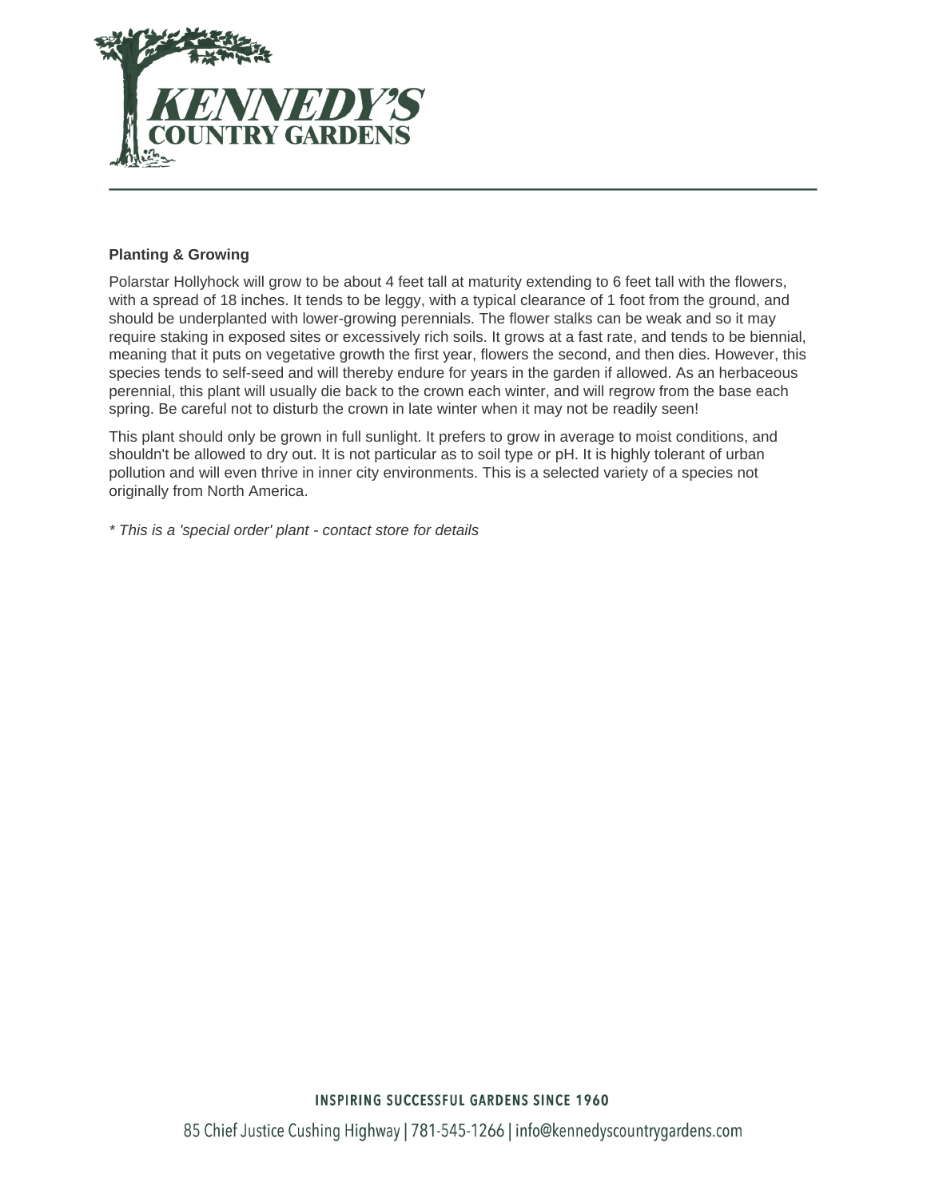**Planting & Growing**

Polarstar Hollyhock will grow to be about 4 feet tall at maturity extending to 6 feet tall with the flowers, with a spread of 18 inches. It tends to be leggy, with a typical clearance of 1 foot from the ground, and should be underplanted with lower-growing perennials. The flower stalks can be weak and so it may require staking in exposed sites or excessively rich soils. It grows at a fast rate, and tends to be biennial, meaning that it puts on vegetative growth the first year, flowers the second, and then dies. However, this species tends to self-seed and will thereby endure for years in the garden if allowed. As an herbaceous perennial, this plant will usually die back to the crown each winter, and will regrow from the base each spring. Be careful not to disturb the crown in late winter when it may not be readily seen!

This plant should only be grown in full sunlight. It prefers to grow in average to moist conditions, and shouldn't be allowed to dry out. It is not particular as to soil type or pH. It is highly tolerant of urban pollution and will even thrive in inner city environments. This is a selected variety of a species not originally from North America.

*\* This is a 'special order' plant - contact store for details*